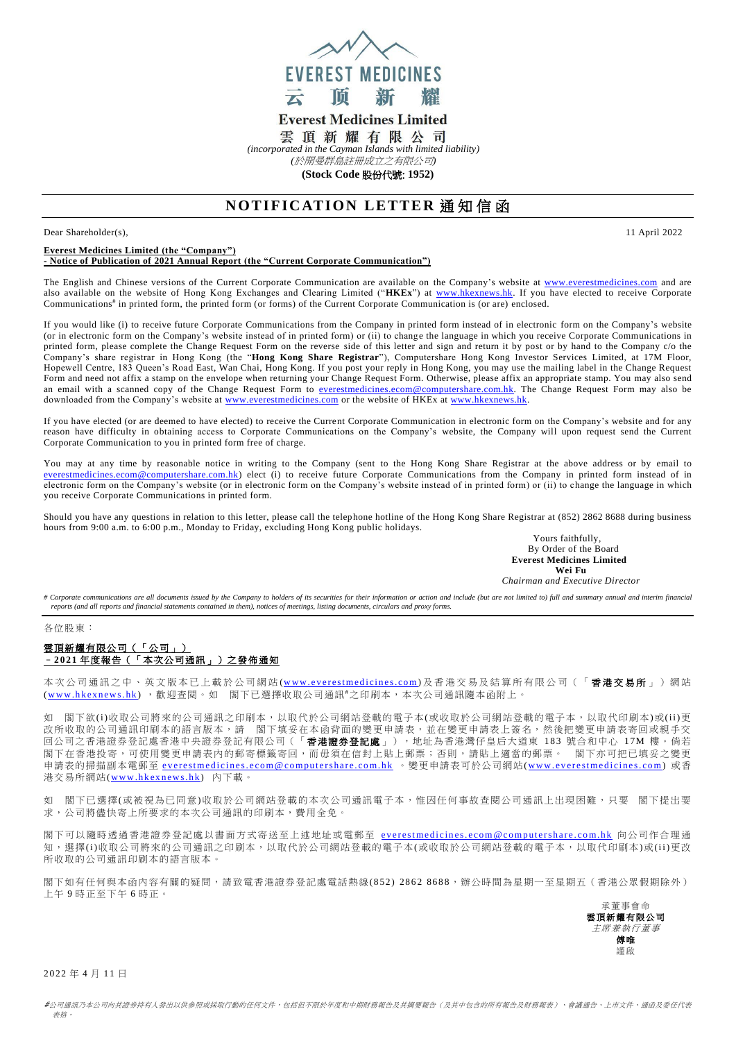EVEREST MEDICINES

云 顶 新 耀

**Everest Medicines Limited**

**雲頂新耀有限公司**

*(incorporated in the Cayman Islands with limited liability)*

*(於開曼群島註冊成立之有限公司)*

**(Stock Code 股份代號: 1952)**

# NOTIFICATION LETTER 通知信函

Dear Shareholder(s), 11 April 2022

**Everest Medicines Limited (the "Company")**
**- Notice of Publication of 2021 Annual Report (the "Current Corporate Communication")**

The English and Chinese versions of the Current Corporate Communication are available on the Company's website at www.everestmedicines.com and are also available on the website of Hong Kong Exchanges and Clearing Limited ("**HKEx**") at www.hkexnews.hk. If you have elected to receive Corporate Communications# in printed form, the printed form (or forms) of the Current Corporate Communication is (or are) enclosed.

If you would like (i) to receive future Corporate Communications from the Company in printed form instead of in electronic form on the Company's website (or in electronic form on the Company's website instead of in printed form) or (ii) to change the language in which you receive Corporate Communications in printed form, please complete the Change Request Form on the reverse side of this letter and sign and return it by post or by hand to the Company c/o the Company's share registrar in Hong Kong (the "**Hong Kong Share Registrar**"), Computershare Hong Kong Investor Services Limited, at 17M Floor, Hopewell Centre, 183 Queen's Road East, Wan Chai, Hong Kong. If you post your reply in Hong Kong, you may use the mailing label in the Change Request Form and need not affix a stamp on the envelope when returning your Change Request Form. Otherwise, please affix an appropriate stamp. You may also send an email with a scanned copy of the Change Request Form to everestmedicines.ecom@computershare.com.hk. The Change Request Form may also be downloaded from the Company's website at www.everestmedicines.com or the website of HKEx at www.hkexnews.hk.

If you have elected (or are deemed to have elected) to receive the Current Corporate Communication in electronic form on the Company's website and for any reason have difficulty in obtaining access to Corporate Communications on the Company's website, the Company will upon request send the Current Corporate Communication to you in printed form free of charge.

You may at any time by reasonable notice in writing to the Company (sent to the Hong Kong Share Registrar at the above address or by email to everestmedicines.ecom@computershare.com.hk) elect (i) to receive future Corporate Communications from the Company in printed form instead of in electronic form on the Company's website (or in electronic form on the Company's website instead of in printed form) or (ii) to change the language in which you receive Corporate Communications in printed form.

Should you have any questions in relation to this letter, please call the telephone hotline of the Hong Kong Share Registrar at (852) 2862 8688 during business hours from 9:00 a.m. to 6:00 p.m., Monday to Friday, excluding Hong Kong public holidays.

Yours faithfully,
By Order of the Board
**Everest Medicines Limited**
**Wei Fu**
*Chairman and Executive Director*

*# Corporate communications are all documents issued by the Company to holders of its securities for their information or action and include (but are not limited to) full and summary annual and interim financial reports (and all reports and financial statements contained in them), notices of meetings, listing documents, circulars and proxy forms.*

---

各位股東：

**雲頂新耀有限公司（「公司」）**
**–2021 年度報告（「本次公司通訊」）之發佈通知**

本次公司通訊之中、英文版本已上載於公司網站(www.everestmedicines.com)及香港交易及結算所有限公司（「**香港交易所**」）網站(www.hkexnews.hk)，歡迎查閱。如 閣下已選擇收取公司通訊#之印刷本，本次公司通訊隨本函附上。

如 閣下欲(i)收取公司將來的公司通訊之印刷本，以取代於公司網站登載的電子本(或收取於公司網站登載的電子本，以取代印刷本)或(ii)更改所收取的公司通訊印刷本的語言版本，請 閣下填妥在本函背面的變更申請表，並在變更申請表上簽名，然後把變更申請表寄回或親手交回公司之香港證券登記處香港中央證券登記有限公司（「**香港證券登記處**」），地址為香港灣仔皇后大道東 183 號合和中心 17M 樓。倘若閣下在香港投寄，可使用變更申請表內的郵寄標籤寄回，而毋須在信封上貼上郵票；否則，請貼上適當的郵票。 閣下亦可把已填妥之變更申請表的掃描副本電郵至 everestmedicines.ecom@computershare.com.hk 。變更申請表可於公司網站(www.everestmedicines.com) 或香港交易所網站(www.hkexnews.hk) 內下載。

如 閣下已選擇(或被視為已同意)收取於公司網站登載的本次公司通訊電子本，惟因任何事故查閱公司通訊上出現困難，只要 閣下提出要求，公司將儘快寄上所要求的本次公司通訊的印刷本，費用全免。

閣下可以隨時透過香港證券登記處以書面方式寄送至上述地址或電郵至 everestmedicines.ecom@computershare.com.hk 向公司作合理通知，選擇(i)收取公司將來的公司通訊之印刷本，以取代於公司網站登載的電子本(或收取於公司網站登載的電子本，以取代印刷本)或(ii)更改所收取的公司通訊印刷本的語言版本。

閣下如有任何與本函內容有關的疑問，請致電香港證券登記處電話熱線(852) 2862 8688，辦公時間為星期一至星期五（香港公眾假期除外）上午 9 時正至下午 6 時正。

承董事會命
**雲頂新耀有限公司**
*主席兼執行董事*
**傅唯**
謹啟

2022 年 4 月 11 日

*#公司通訊乃本公司向其證券持有人發出以供參照或採取行動的任何文件，包括但不限於年度和中期財務報告及其摘要報告（及其中包含的所有報告及財務報表）、會議通告、上市文件、通函及委任代表表格。*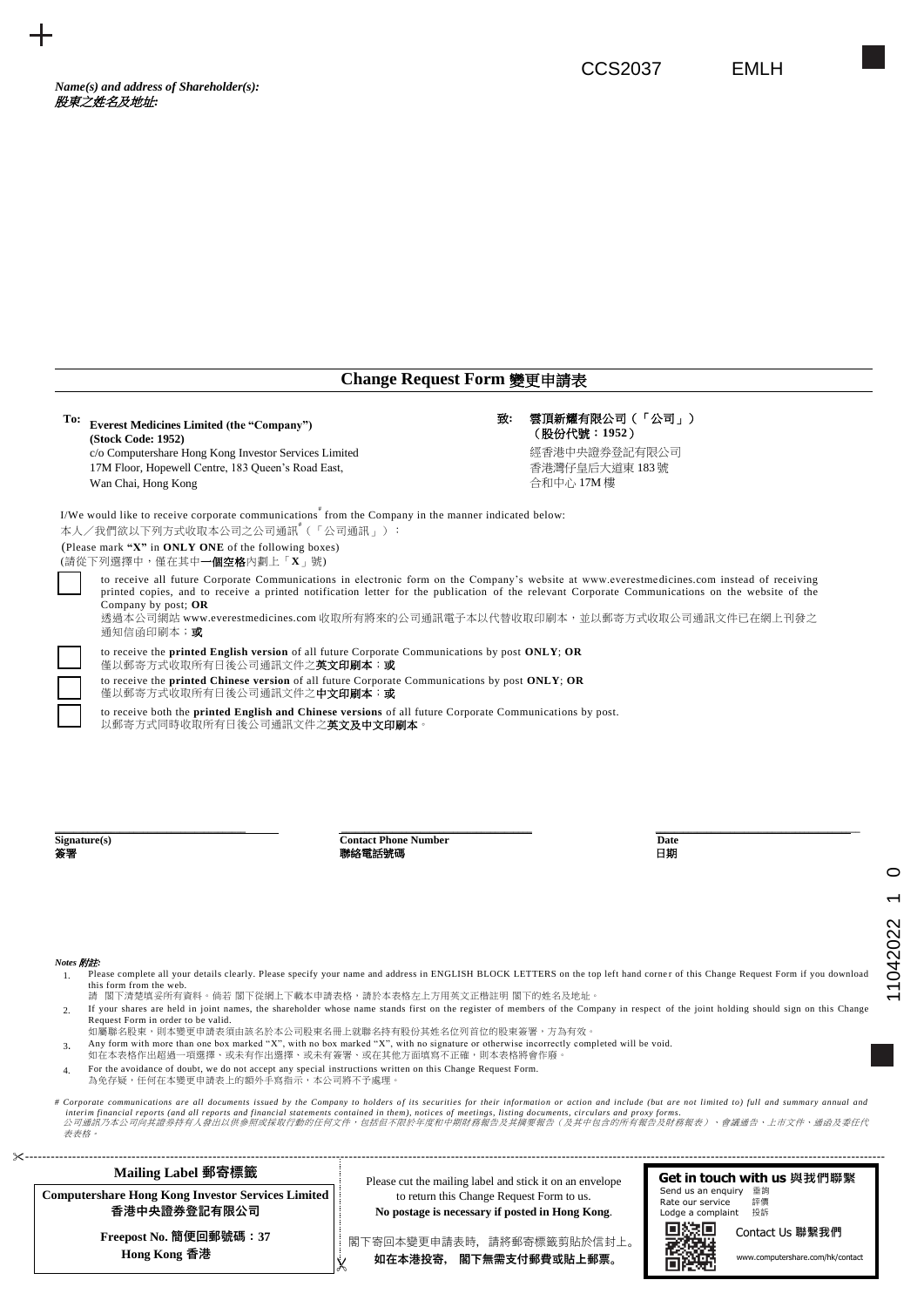CCS2037 EMLH

*Name(s) and address of Shareholder(s):*
*股東之姓名及地址:*

## Change Request Form 變更申請表

**To: Everest Medicines Limited (the "Company")**
**(Stock Code: 1952)**
c/o Computershare Hong Kong Investor Services Limited
17M Floor, Hopewell Centre, 183 Queen's Road East,
Wan Chai, Hong Kong

**致: 雲頂新耀有限公司（「公司」）**
**（股份代號：1952）**
經香港中央證券登記有限公司
香港灣仔皇后大道東 183 號
合和中心 17M 樓

I/We would like to receive corporate communications# from the Company in the manner indicated below:
本人／我們欲以下列方式收取本公司之公司通訊#（「公司通訊」）：
(Please mark **"X"** in **ONLY ONE** of the following boxes)
(請從下列選擇中，僅在其中**一個空格**內劃上「**X**」號)

☐ to receive all future Corporate Communications in electronic form on the Company's website at www.everestmedicines.com instead of receiving printed copies, and to receive a printed notification letter for the publication of the relevant Corporate Communications on the website of the Company by post; **OR**
透過本公司網站 www.everestmedicines.com 收取所有將來的公司通訊電子本以代替收取印刷本，並以郵寄方式收取公司通訊文件已在網上刊發之通知信函印刷本；**或**

☐ to receive the **printed English version** of all future Corporate Communications by post **ONLY**; **OR**
僅以郵寄方式收取所有日後公司通訊文件之**英文印刷本**；**或**

☐ to receive the **printed Chinese version** of all future Corporate Communications by post **ONLY**; **OR**
僅以郵寄方式收取所有日後公司通訊文件之**中文印刷本**；**或**

☐ to receive both the **printed English and Chinese versions** of all future Corporate Communications by post.
以郵寄方式同時收取所有日後公司通訊文件之**英文及中文印刷本**。

| **Signature(s)** **簽署** | **Contact Phone Number** **聯絡電話號碼** | **Date** **日期** |
|---|---|---|

*Notes 附註:*

1. Please complete all your details clearly. Please specify your name and address in ENGLISH BLOCK LETTERS on the top left hand corner of this Change Request Form if you download this form from the web.
請 閣下清楚填妥所有資料。倘若 閣下從網上下載本申請表格，請於本表格左上方用英文正楷註明 閣下的姓名及地址。
2. If your shares are held in joint names, the shareholder whose name stands first on the register of members of the Company in respect of the joint holding should sign on this Change Request Form in order to be valid.
如屬聯名股東，則本變更申請表須由該名於本公司股東名冊上就聯名持有股份其姓名位列首位的股東簽署，方為有效。
3. Any form with more than one box marked "X", with no box marked "X", with no signature or otherwise incorrectly completed will be void.
如在本表格作出超過一項選擇、或未有作出選擇、或未有簽署、或在其他方面填寫不正確，則本表格將會作廢。
4. For the avoidance of doubt, we do not accept any special instructions written on this Change Request Form.
為免存疑，任何在本變更申請表上的額外手寫指示，本公司將不予處理。

*# Corporate communications are all documents issued by the Company to holders of its securities for their information or action and include (but are not limited to) full and summary annual and interim financial reports (and all reports and financial statements contained in them), notices of meetings, listing documents, circulars and proxy forms.*
*公司通訊乃本公司向其證券持有人發出以供參照或採取行動的任何文件，包括但不限於年度和中期財務報告及其摘要報告（及其中包含的所有報告及財務報表）、會議通告、上市文件、通函及委任代表表格。*

11042022 1 0

**Mailing Label 郵寄標籤**

**Computershare Hong Kong Investor Services Limited**
**香港中央證券登記有限公司**
**Freepost No. 簡便回郵號碼：37**
**Hong Kong 香港**

Please cut the mailing label and stick it on an envelope to return this Change Request Form to us.
**No postage is necessary if posted in Hong Kong.**
閣下寄回本變更申請表時，請將郵寄標籤剪貼於信封上。
**如在本港投寄， 閣下無需支付郵費或貼上郵票。**

**Get in touch with us 與我們聯繫**
Send us an enquiry 查詢
Rate our service 評價
Lodge a complaint 投訴
Contact Us 聯繫我們
www.computershare.com/hk/contact